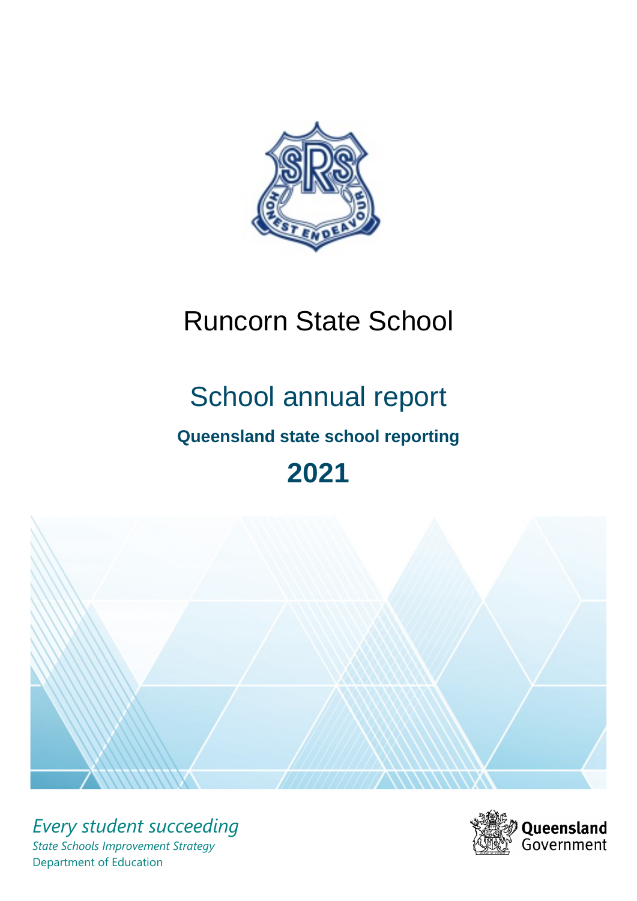# Runcorn State School

## School annual report

**Queensland state school reporting**

**2021**

*Every student succeeding*

*State Schools Improvement Strategy*

Department of Education

Queensland Government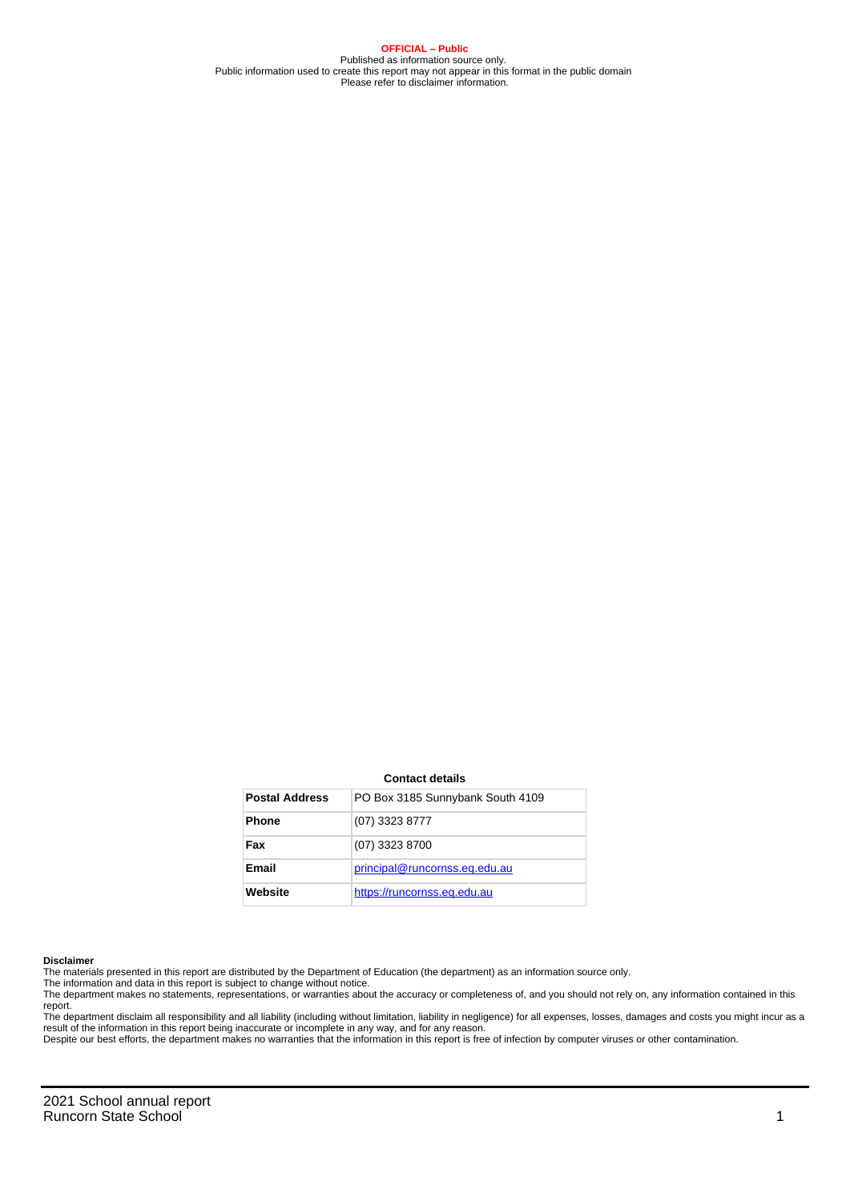**OFFICIAL – Public**
Published as information source only.
Public information used to create this report may not appear in this format in the public domain
Please refer to disclaimer information.

**Contact details**

| | |
|---|---|
| **Postal Address** | PO Box 3185 Sunnybank South 4109 |
| **Phone** | (07) 3323 8777 |
| **Fax** | (07) 3323 8700 |
| **Email** | principal@runcornss.eq.edu.au |
| **Website** | https://runcornss.eq.edu.au |

**Disclaimer**

The materials presented in this report are distributed by the Department of Education (the department) as an information source only.
The information and data in this report is subject to change without notice.
The department makes no statements, representations, or warranties about the accuracy or completeness of, and you should not rely on, any information contained in this report.
The department disclaim all responsibility and all liability (including without limitation, liability in negligence) for all expenses, losses, damages and costs you might incur as a result of the information in this report being inaccurate or incomplete in any way, and for any reason.
Despite our best efforts, the department makes no warranties that the information in this report is free of infection by computer viruses or other contamination.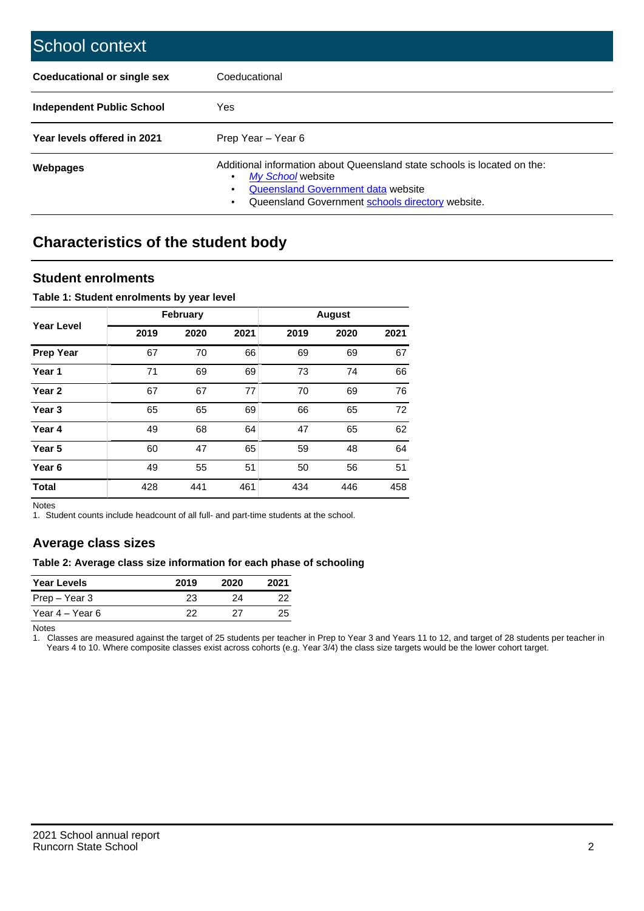# School context

| | |
|---|---|
| **Coeducational or single sex** | Coeducational |
| **Independent Public School** | Yes |
| **Year levels offered in 2021** | Prep Year – Year 6 |
| **Webpages** | Additional information about Queensland state schools is located on the: • *My School* website • Queensland Government data website • Queensland Government schools directory website. |

## Characteristics of the student body

### Student enrolments

**Table 1: Student enrolments by year level**

| Year Level | February | | | August | | |
|---|---|---|---|---|---|---|
| | 2019 | 2020 | 2021 | 2019 | 2020 | 2021 |
| **Prep Year** | 67 | 70 | 66 | 69 | 69 | 67 |
| **Year 1** | 71 | 69 | 69 | 73 | 74 | 66 |
| **Year 2** | 67 | 67 | 77 | 70 | 69 | 76 |
| **Year 3** | 65 | 65 | 69 | 66 | 65 | 72 |
| **Year 4** | 49 | 68 | 64 | 47 | 65 | 62 |
| **Year 5** | 60 | 47 | 65 | 59 | 48 | 64 |
| **Year 6** | 49 | 55 | 51 | 50 | 56 | 51 |
| **Total** | 428 | 441 | 461 | 434 | 446 | 458 |

Notes
1. Student counts include headcount of all full- and part-time students at the school.

### Average class sizes

**Table 2: Average class size information for each phase of schooling**

| Year Levels | 2019 | 2020 | 2021 |
|---|---|---|---|
| Prep – Year 3 | 23 | 24 | 22 |
| Year 4 – Year 6 | 22 | 27 | 25 |

Notes
1. Classes are measured against the target of 25 students per teacher in Prep to Year 3 and Years 11 to 12, and target of 28 students per teacher in Years 4 to 10. Where composite classes exist across cohorts (e.g. Year 3/4) the class size targets would be the lower cohort target.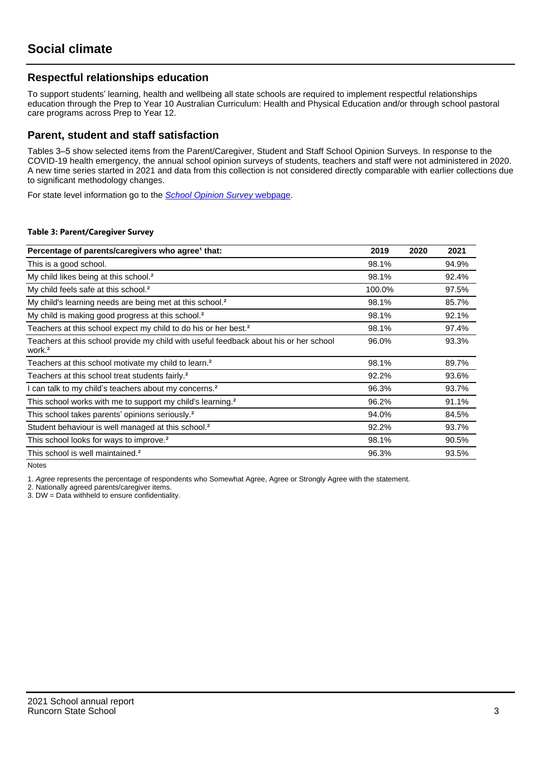# Social climate

## Respectful relationships education

To support students' learning, health and wellbeing all state schools are required to implement respectful relationships education through the Prep to Year 10 Australian Curriculum: Health and Physical Education and/or through school pastoral care programs across Prep to Year 12.

## Parent, student and staff satisfaction

Tables 3–5 show selected items from the Parent/Caregiver, Student and Staff School Opinion Surveys. In response to the COVID-19 health emergency, the annual school opinion surveys of students, teachers and staff were not administered in 2020. A new time series started in 2021 and data from this collection is not considered directly comparable with earlier collections due to significant methodology changes.

For state level information go to the *School Opinion Survey* webpage.

**Table 3: Parent/Caregiver Survey**

| Percentage of parents/caregivers who agree[1] that: | 2019 | 2020 | 2021 |
|---|---|---|---|
| This is a good school. | 98.1% | | 94.9% |
| My child likes being at this school.[2] | 98.1% | | 92.4% |
| My child feels safe at this school.[2] | 100.0% | | 97.5% |
| My child's learning needs are being met at this school.[2] | 98.1% | | 85.7% |
| My child is making good progress at this school.[2] | 98.1% | | 92.1% |
| Teachers at this school expect my child to do his or her best.[2] | 98.1% | | 97.4% |
| Teachers at this school provide my child with useful feedback about his or her school work.[2] | 96.0% | | 93.3% |
| Teachers at this school motivate my child to learn.[2] | 98.1% | | 89.7% |
| Teachers at this school treat students fairly.[2] | 92.2% | | 93.6% |
| I can talk to my child's teachers about my concerns.[2] | 96.3% | | 93.7% |
| This school works with me to support my child's learning.[2] | 96.2% | | 91.1% |
| This school takes parents' opinions seriously.[2] | 94.0% | | 84.5% |
| Student behaviour is well managed at this school.[2] | 92.2% | | 93.7% |
| This school looks for ways to improve.[2] | 98.1% | | 90.5% |
| This school is well maintained.[2] | 96.3% | | 93.5% |

Notes

1. *Agree* represents the percentage of respondents who Somewhat Agree, Agree or Strongly Agree with the statement.
2. Nationally agreed parents/caregiver items.
3. DW = Data withheld to ensure confidentiality.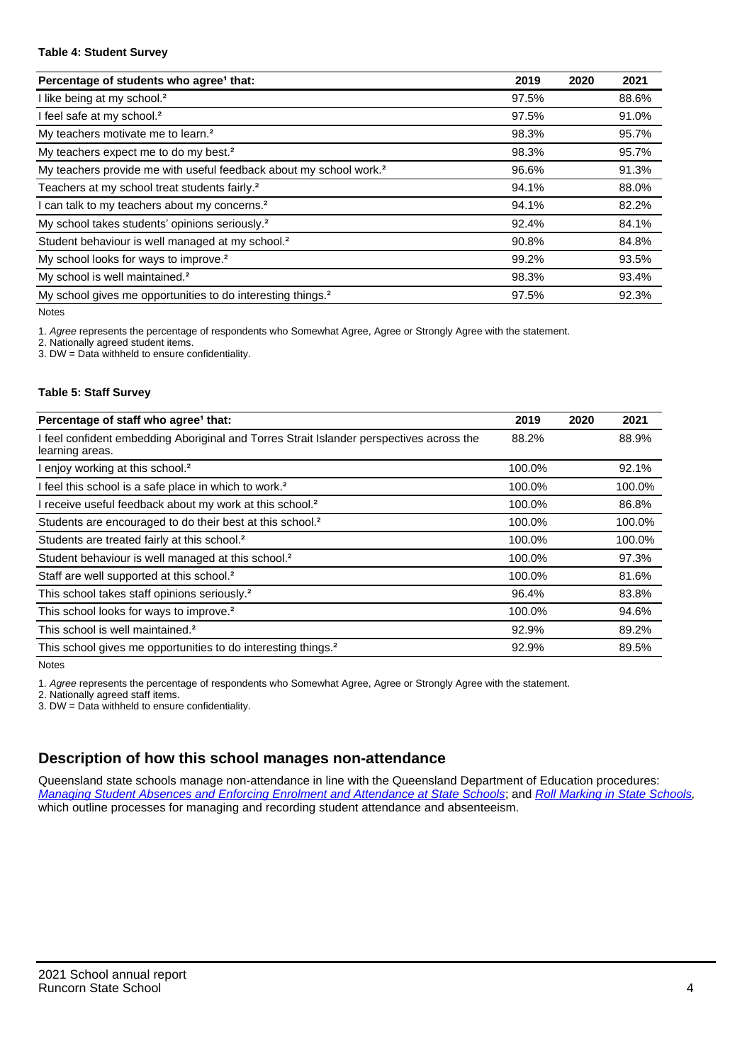**Table 4: Student Survey**

| Percentage of students who agree[1] that: | 2019 | 2020 | 2021 |
|---|---|---|---|
| I like being at my school.[2] | 97.5% | | 88.6% |
| I feel safe at my school.[2] | 97.5% | | 91.0% |
| My teachers motivate me to learn.[2] | 98.3% | | 95.7% |
| My teachers expect me to do my best.[2] | 98.3% | | 95.7% |
| My teachers provide me with useful feedback about my school work.[2] | 96.6% | | 91.3% |
| Teachers at my school treat students fairly.[2] | 94.1% | | 88.0% |
| I can talk to my teachers about my concerns.[2] | 94.1% | | 82.2% |
| My school takes students' opinions seriously.[2] | 92.4% | | 84.1% |
| Student behaviour is well managed at my school.[2] | 90.8% | | 84.8% |
| My school looks for ways to improve.[2] | 99.2% | | 93.5% |
| My school is well maintained.[2] | 98.3% | | 93.4% |
| My school gives me opportunities to do interesting things.[2] | 97.5% | | 92.3% |

Notes

1. *Agree* represents the percentage of respondents who Somewhat Agree, Agree or Strongly Agree with the statement.
2. Nationally agreed student items.
3. DW = Data withheld to ensure confidentiality.

**Table 5: Staff Survey**

| Percentage of staff who agree[1] that: | 2019 | 2020 | 2021 |
|---|---|---|---|
| I feel confident embedding Aboriginal and Torres Strait Islander perspectives across the learning areas. | 88.2% | | 88.9% |
| I enjoy working at this school.[2] | 100.0% | | 92.1% |
| I feel this school is a safe place in which to work.[2] | 100.0% | | 100.0% |
| I receive useful feedback about my work at this school.[2] | 100.0% | | 86.8% |
| Students are encouraged to do their best at this school.[2] | 100.0% | | 100.0% |
| Students are treated fairly at this school.[2] | 100.0% | | 100.0% |
| Student behaviour is well managed at this school.[2] | 100.0% | | 97.3% |
| Staff are well supported at this school.[2] | 100.0% | | 81.6% |
| This school takes staff opinions seriously.[2] | 96.4% | | 83.8% |
| This school looks for ways to improve.[2] | 100.0% | | 94.6% |
| This school is well maintained.[2] | 92.9% | | 89.2% |
| This school gives me opportunities to do interesting things.[2] | 92.9% | | 89.5% |

Notes

1. *Agree* represents the percentage of respondents who Somewhat Agree, Agree or Strongly Agree with the statement.
2. Nationally agreed staff items.
3. DW = Data withheld to ensure confidentiality.

## Description of how this school manages non-attendance

Queensland state schools manage non-attendance in line with the Queensland Department of Education procedures: *Managing Student Absences and Enforcing Enrolment and Attendance at State Schools*; and *Roll Marking in State Schools,* which outline processes for managing and recording student attendance and absenteeism.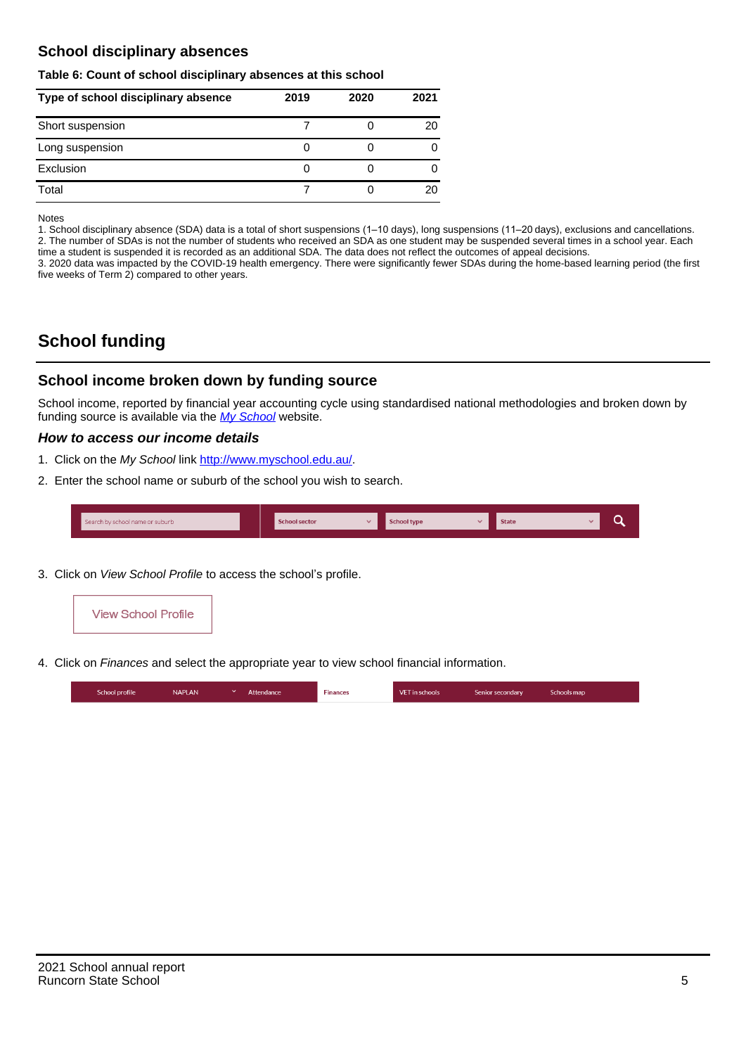## School disciplinary absences

**Table 6: Count of school disciplinary absences at this school**

| Type of school disciplinary absence | 2019 | 2020 | 2021 |
|---|---|---|---|
| Short suspension | 7 | 0 | 20 |
| Long suspension | 0 | 0 | 0 |
| Exclusion | 0 | 0 | 0 |
| Total | 7 | 0 | 20 |

Notes
1. School disciplinary absence (SDA) data is a total of short suspensions (1–10 days), long suspensions (11–20 days), exclusions and cancellations.
2. The number of SDAs is not the number of students who received an SDA as one student may be suspended several times in a school year. Each time a student is suspended it is recorded as an additional SDA. The data does not reflect the outcomes of appeal decisions.
3. 2020 data was impacted by the COVID-19 health emergency. There were significantly fewer SDAs during the home-based learning period (the first five weeks of Term 2) compared to other years.

# School funding

## School income broken down by funding source

School income, reported by financial year accounting cycle using standardised national methodologies and broken down by funding source is available via the *My School* website.

### *How to access our income details*

1. Click on the *My School* link http://www.myschool.edu.au/.
2. Enter the school name or suburb of the school you wish to search.

Search by school name or suburb
School sector
School type
State

3. Click on *View School Profile* to access the school's profile.

View School Profile

4. Click on *Finances* and select the appropriate year to view school financial information.

School profile
NAPLAN
Attendance
Finances
VET in schools
Senior secondary
Schools map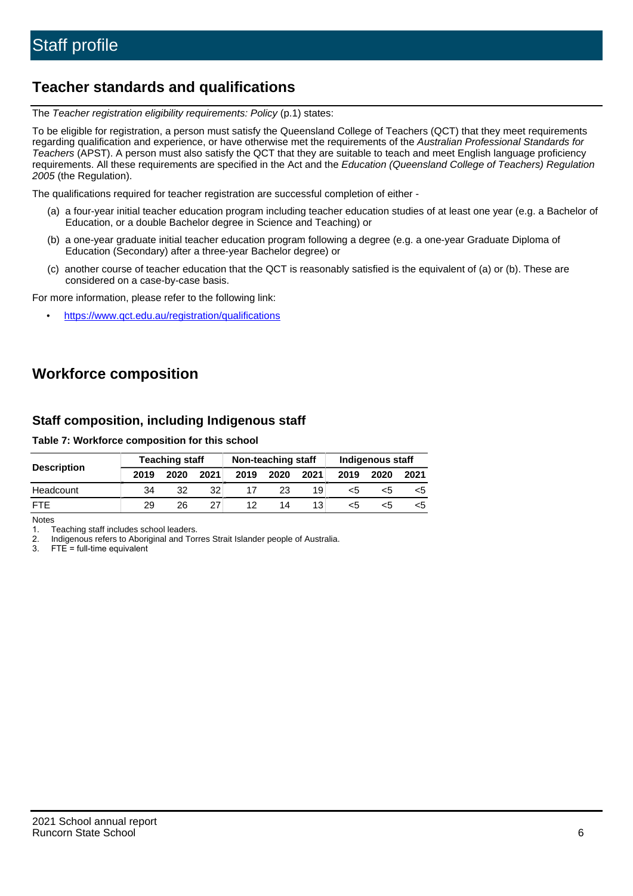# Staff profile

## Teacher standards and qualifications

The *Teacher registration eligibility requirements: Policy* (p.1) states:

To be eligible for registration, a person must satisfy the Queensland College of Teachers (QCT) that they meet requirements regarding qualification and experience, or have otherwise met the requirements of the *Australian Professional Standards for Teachers* (APST). A person must also satisfy the QCT that they are suitable to teach and meet English language proficiency requirements. All these requirements are specified in the Act and the *Education (Queensland College of Teachers) Regulation 2005* (the Regulation).

The qualifications required for teacher registration are successful completion of either -

(a) a four-year initial teacher education program including teacher education studies of at least one year (e.g. a Bachelor of Education, or a double Bachelor degree in Science and Teaching) or

(b) a one-year graduate initial teacher education program following a degree (e.g. a one-year Graduate Diploma of Education (Secondary) after a three-year Bachelor degree) or

(c) another course of teacher education that the QCT is reasonably satisfied is the equivalent of (a) or (b). These are considered on a case-by-case basis.

For more information, please refer to the following link:

- https://www.qct.edu.au/registration/qualifications

## Workforce composition

### Staff composition, including Indigenous staff

**Table 7: Workforce composition for this school**

| Description | Teaching staff | | | Non-teaching staff | | | Indigenous staff | | |
|---|---|---|---|---|---|---|---|---|---|
| | 2019 | 2020 | 2021 | 2019 | 2020 | 2021 | 2019 | 2020 | 2021 |
| Headcount | 34 | 32 | 32 | 17 | 23 | 19 | <5 | <5 | <5 |
| FTE | 29 | 26 | 27 | 12 | 14 | 13 | <5 | <5 | <5 |

Notes

1. Teaching staff includes school leaders.
2. Indigenous refers to Aboriginal and Torres Strait Islander people of Australia.
3. FTE = full-time equivalent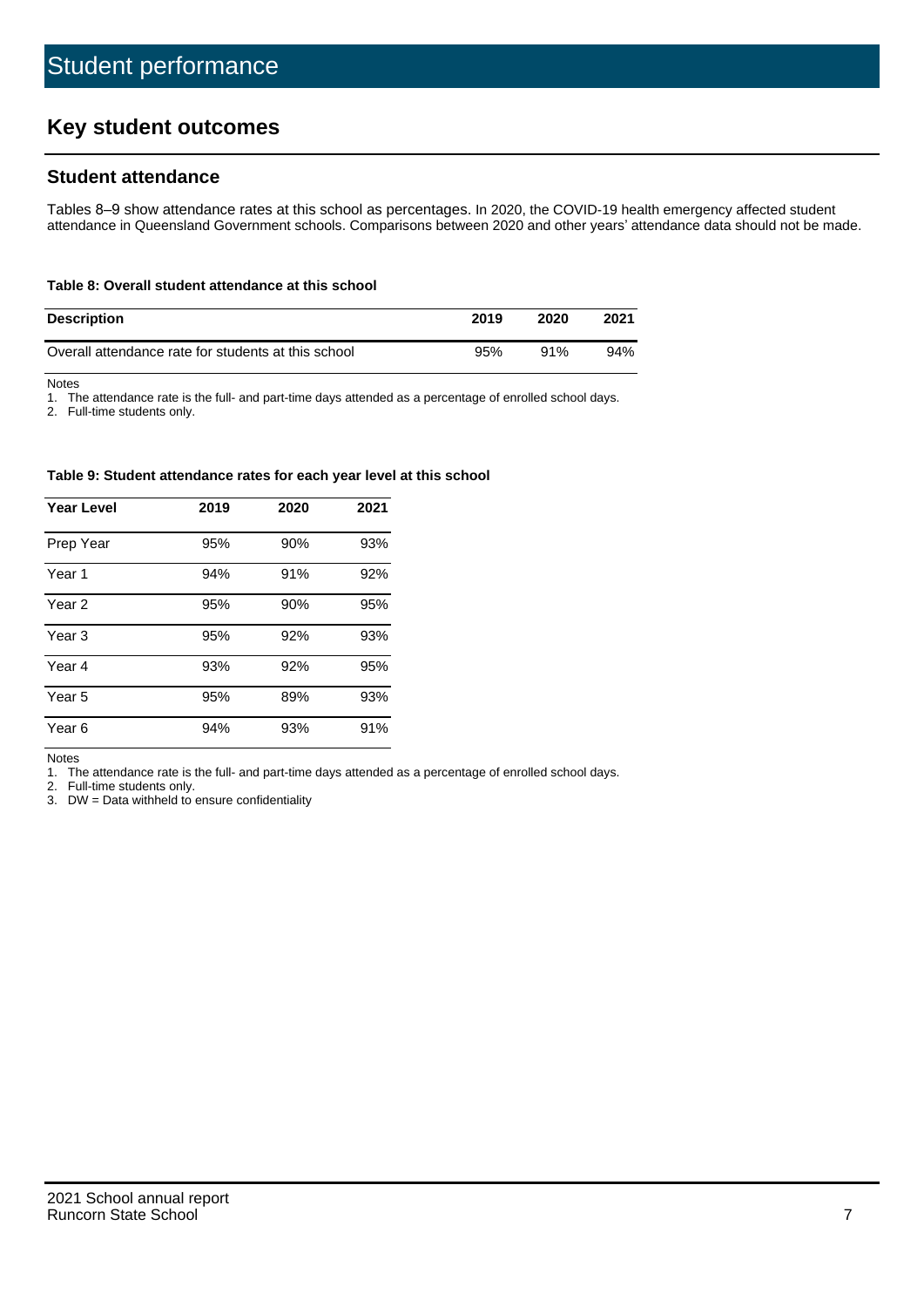# Student performance

## Key student outcomes

### Student attendance

Tables 8–9 show attendance rates at this school as percentages. In 2020, the COVID-19 health emergency affected student attendance in Queensland Government schools. Comparisons between 2020 and other years' attendance data should not be made.

**Table 8: Overall student attendance at this school**

| Description | 2019 | 2020 | 2021 |
|---|---|---|---|
| Overall attendance rate for students at this school | 95% | 91% | 94% |

Notes

1. The attendance rate is the full- and part-time days attended as a percentage of enrolled school days.
2. Full-time students only.

**Table 9: Student attendance rates for each year level at this school**

| Year Level | 2019 | 2020 | 2021 |
|---|---|---|---|
| Prep Year | 95% | 90% | 93% |
| Year 1 | 94% | 91% | 92% |
| Year 2 | 95% | 90% | 95% |
| Year 3 | 95% | 92% | 93% |
| Year 4 | 93% | 92% | 95% |
| Year 5 | 95% | 89% | 93% |
| Year 6 | 94% | 93% | 91% |

Notes

1. The attendance rate is the full- and part-time days attended as a percentage of enrolled school days.
2. Full-time students only.
3. DW = Data withheld to ensure confidentiality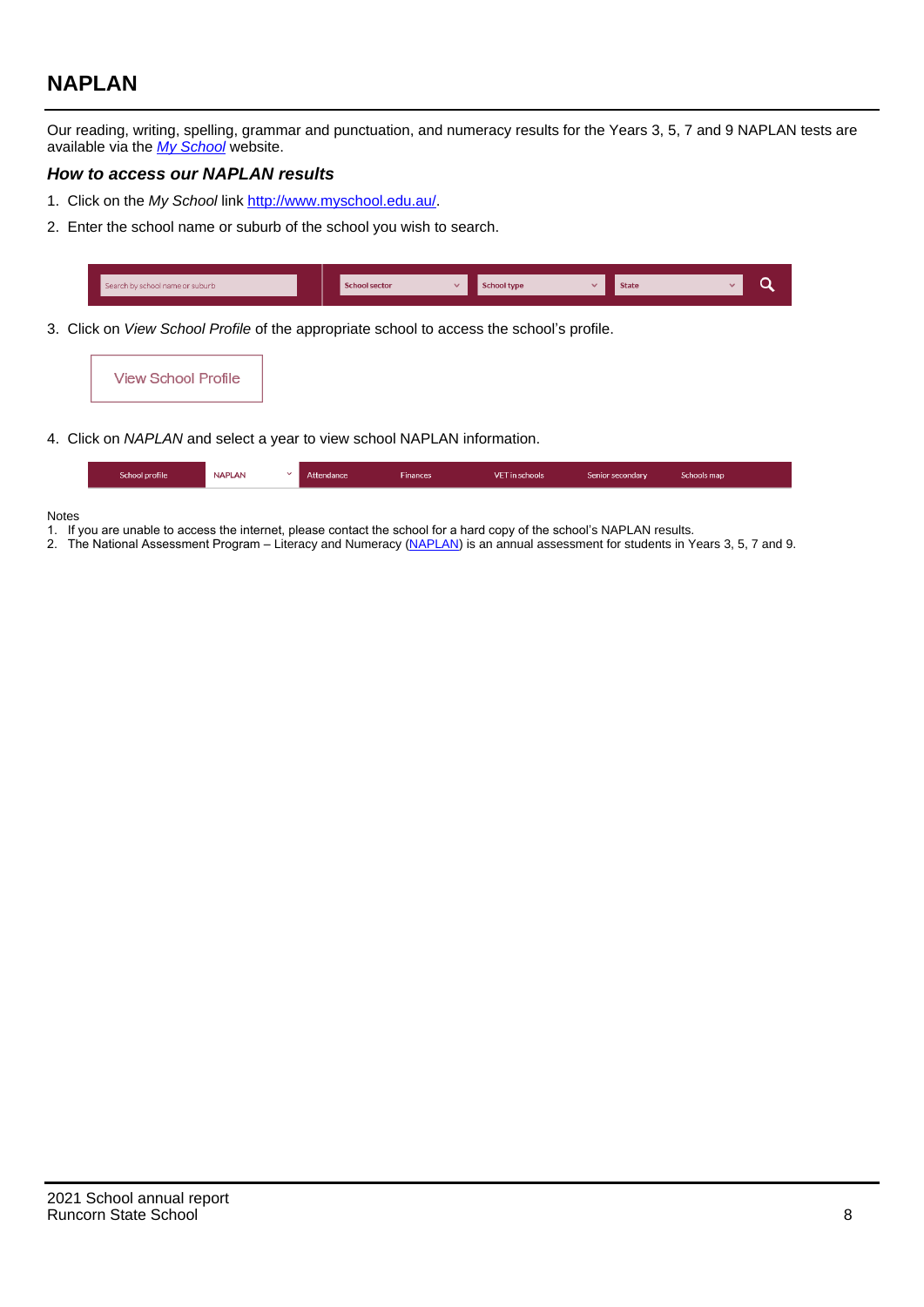## NAPLAN

Our reading, writing, spelling, grammar and punctuation, and numeracy results for the Years 3, 5, 7 and 9 NAPLAN tests are available via the *[My School](http://www.myschool.edu.au/)* website.

### *How to access our NAPLAN results*

1. Click on the *My School* link [http://www.myschool.edu.au/](http://www.myschool.edu.au/).
2. Enter the school name or suburb of the school you wish to search.

Search by school name or suburb | School sector | School type | State

3. Click on *View School Profile* of the appropriate school to access the school's profile.

View School Profile

4. Click on *NAPLAN* and select a year to view school NAPLAN information.

School profile | NAPLAN | Attendance | Finances | VET in schools | Senior secondary | Schools map

Notes
1. If you are unable to access the internet, please contact the school for a hard copy of the school's NAPLAN results.
2. The National Assessment Program – Literacy and Numeracy (NAPLAN) is an annual assessment for students in Years 3, 5, 7 and 9.